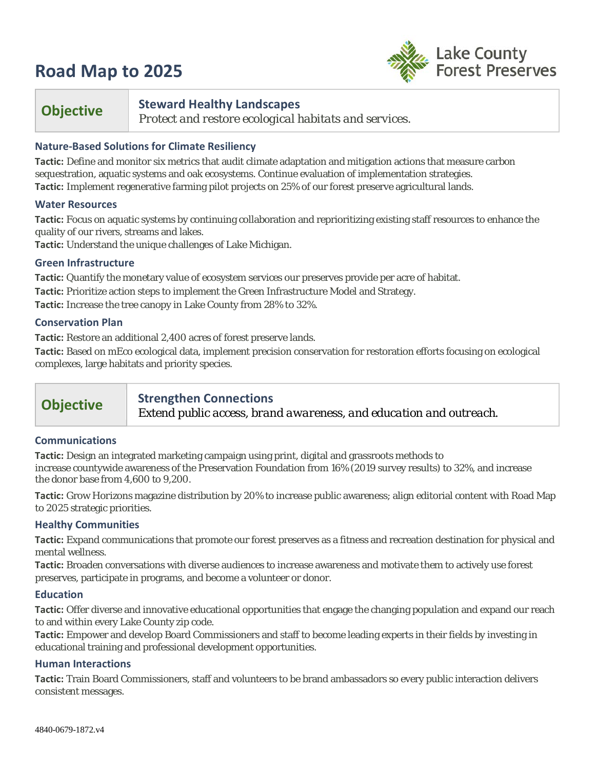# Road Map to 2025

Lake County Forest Preserves

| Objective | **Steward Healthy Landscapes**<br>*Protect and restore ecological habitats and services.* |
|---|---|

### Nature-Based Solutions for Climate Resiliency

**Tactic:** Define and monitor six metrics that audit climate adaptation and mitigation actions that measure carbon sequestration, aquatic systems and oak ecosystems. Continue evaluation of implementation strategies.
**Tactic:** Implement regenerative farming pilot projects on 25% of our forest preserve agricultural lands.

### Water Resources

**Tactic:** Focus on aquatic systems by continuing collaboration and reprioritizing existing staff resources to enhance the quality of our rivers, streams and lakes.
**Tactic:** Understand the unique challenges of Lake Michigan.

### Green Infrastructure

**Tactic:** Quantify the monetary value of ecosystem services our preserves provide per acre of habitat.

**Tactic:** Prioritize action steps to implement the Green Infrastructure Model and Strategy.

**Tactic:** Increase the tree canopy in Lake County from 28% to 32%.

### Conservation Plan

**Tactic:** Restore an additional 2,400 acres of forest preserve lands.

**Tactic:** Based on mEco ecological data, implement precision conservation for restoration efforts focusing on ecological complexes, large habitats and priority species.

| Objective | **Strengthen Connections**<br>*Extend public access, brand awareness, and education and outreach.* |
|---|---|

### Communications

**Tactic:** Design an integrated marketing campaign using print, digital and grassroots methods to increase countywide awareness of the Preservation Foundation from 16% (2019 survey results) to 32%, and increase the donor base from 4,600 to 9,200.

**Tactic:** Grow Horizons magazine distribution by 20% to increase public awareness; align editorial content with Road Map to 2025 strategic priorities.

### Healthy Communities

**Tactic:** Expand communications that promote our forest preserves as a fitness and recreation destination for physical and mental wellness.
**Tactic:** Broaden conversations with diverse audiences to increase awareness and motivate them to actively use forest preserves, participate in programs, and become a volunteer or donor.

### Education

**Tactic:** Offer diverse and innovative educational opportunities that engage the changing population and expand our reach to and within every Lake County zip code.
**Tactic:** Empower and develop Board Commissioners and staff to become leading experts in their fields by investing in educational training and professional development opportunities.

### Human Interactions

**Tactic:** Train Board Commissioners, staff and volunteers to be brand ambassadors so every public interaction delivers consistent messages.

4840-0679-1872.v4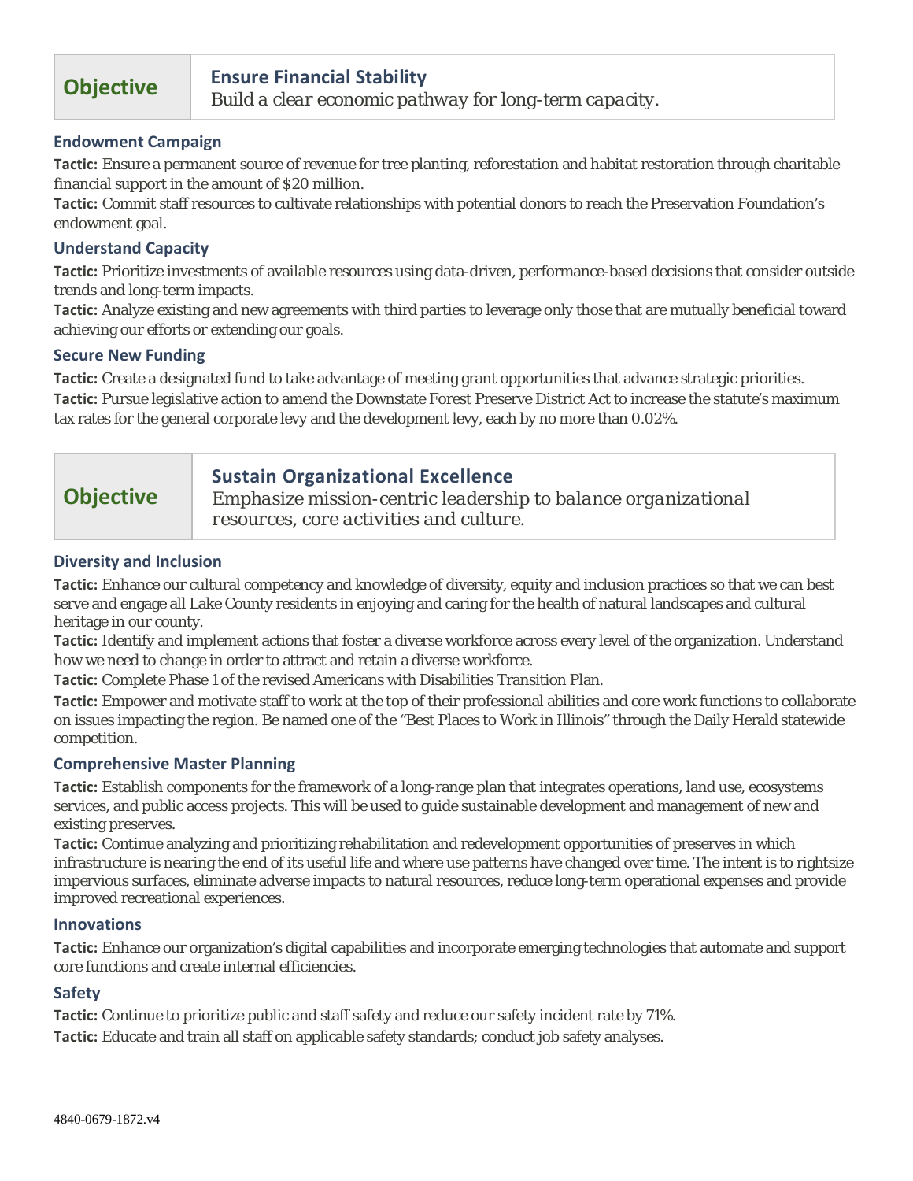## Objective: Ensure Financial Stability

*Build a clear economic pathway for long-term capacity.*

### Endowment Campaign

**Tactic:** Ensure a permanent source of revenue for tree planting, reforestation and habitat restoration through charitable financial support in the amount of $20 million.

**Tactic:** Commit staff resources to cultivate relationships with potential donors to reach the Preservation Foundation's endowment goal.

### Understand Capacity

**Tactic:** Prioritize investments of available resources using data-driven, performance-based decisions that consider outside trends and long-term impacts.

**Tactic:** Analyze existing and new agreements with third parties to leverage only those that are mutually beneficial toward achieving our efforts or extending our goals.

### Secure New Funding

**Tactic:** Create a designated fund to take advantage of meeting grant opportunities that advance strategic priorities.

**Tactic:** Pursue legislative action to amend the Downstate Forest Preserve District Act to increase the statute's maximum tax rates for the general corporate levy and the development levy, each by no more than 0.02%.

## Objective: Sustain Organizational Excellence

*Emphasize mission-centric leadership to balance organizational resources, core activities and culture.*

### Diversity and Inclusion

**Tactic:** Enhance our cultural competency and knowledge of diversity, equity and inclusion practices so that we can best serve and engage all Lake County residents in enjoying and caring for the health of natural landscapes and cultural heritage in our county.

**Tactic:** Identify and implement actions that foster a diverse workforce across every level of the organization. Understand how we need to change in order to attract and retain a diverse workforce.

**Tactic:** Complete Phase 1 of the revised Americans with Disabilities Transition Plan.

**Tactic:** Empower and motivate staff to work at the top of their professional abilities and core work functions to collaborate on issues impacting the region. Be named one of the "Best Places to Work in Illinois" through the Daily Herald statewide competition.

### Comprehensive Master Planning

**Tactic:** Establish components for the framework of a long-range plan that integrates operations, land use, ecosystems services, and public access projects. This will be used to guide sustainable development and management of new and existing preserves.

**Tactic:** Continue analyzing and prioritizing rehabilitation and redevelopment opportunities of preserves in which infrastructure is nearing the end of its useful life and where use patterns have changed over time. The intent is to rightsize impervious surfaces, eliminate adverse impacts to natural resources, reduce long-term operational expenses and provide improved recreational experiences.

### Innovations

**Tactic:** Enhance our organization's digital capabilities and incorporate emerging technologies that automate and support core functions and create internal efficiencies.

### Safety

**Tactic:** Continue to prioritize public and staff safety and reduce our safety incident rate by 71%.

**Tactic:** Educate and train all staff on applicable safety standards; conduct job safety analyses.

4840-0679-1872.v4